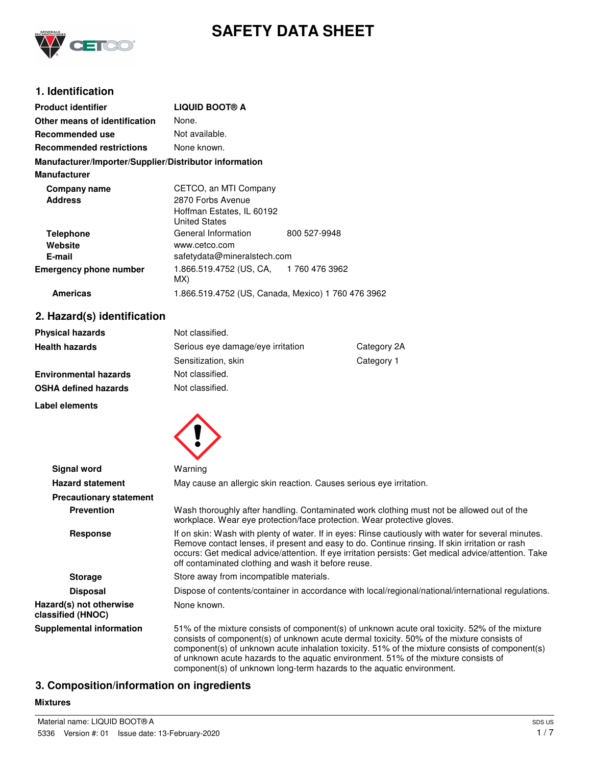# SAFETY DATA SHEET

## 1. Identification

| | |
|---|---|
| **Product identifier** | **LIQUID BOOT® A** |
| **Other means of identification** | None. |
| **Recommended use** | Not available. |
| **Recommended restrictions** | None known. |

**Manufacturer/Importer/Supplier/Distributor information**

**Manufacturer**

| | | |
|---|---|---|
| **Company name** | CETCO, an MTI Company | |
| **Address** | 2870 Forbs Avenue<br>Hoffman Estates, IL 60192<br>United States | |
| **Telephone** | General Information | 800 527-9948 |
| **Website** | www.cetco.com | |
| **E-mail** | safetydata@mineralstech.com | |
| **Emergency phone number** | 1.866.519.4752 (US, CA, MX) | 1 760 476 3962 |
| **Americas** | 1.866.519.4752 (US, Canada, Mexico) 1 760 476 3962 | |

## 2. Hazard(s) identification

| | | |
|---|---|---|
| **Physical hazards** | Not classified. | |
| **Health hazards** | Serious eye damage/eye irritation | Category 2A |
| | Sensitization, skin | Category 1 |
| **Environmental hazards** | Not classified. | |
| **OSHA defined hazards** | Not classified. | |

**Label elements**

**Signal word** Warning

**Hazard statement** May cause an allergic skin reaction. Causes serious eye irritation.

**Precautionary statement**

**Prevention** Wash thoroughly after handling. Contaminated work clothing must not be allowed out of the workplace. Wear eye protection/face protection. Wear protective gloves.

**Response** If on skin: Wash with plenty of water. If in eyes: Rinse cautiously with water for several minutes. Remove contact lenses, if present and easy to do. Continue rinsing. If skin irritation or rash occurs: Get medical advice/attention. If eye irritation persists: Get medical advice/attention. Take off contaminated clothing and wash it before reuse.

**Storage** Store away from incompatible materials.

**Disposal** Dispose of contents/container in accordance with local/regional/national/international regulations.

**Hazard(s) not otherwise classified (HNOC)** None known.

**Supplemental information** 51% of the mixture consists of component(s) of unknown acute oral toxicity. 52% of the mixture consists of component(s) of unknown acute dermal toxicity. 50% of the mixture consists of component(s) of unknown acute inhalation toxicity. 51% of the mixture consists of component(s) of unknown acute hazards to the aquatic environment. 51% of the mixture consists of component(s) of unknown long-term hazards to the aquatic environment.

## 3. Composition/information on ingredients

**Mixtures**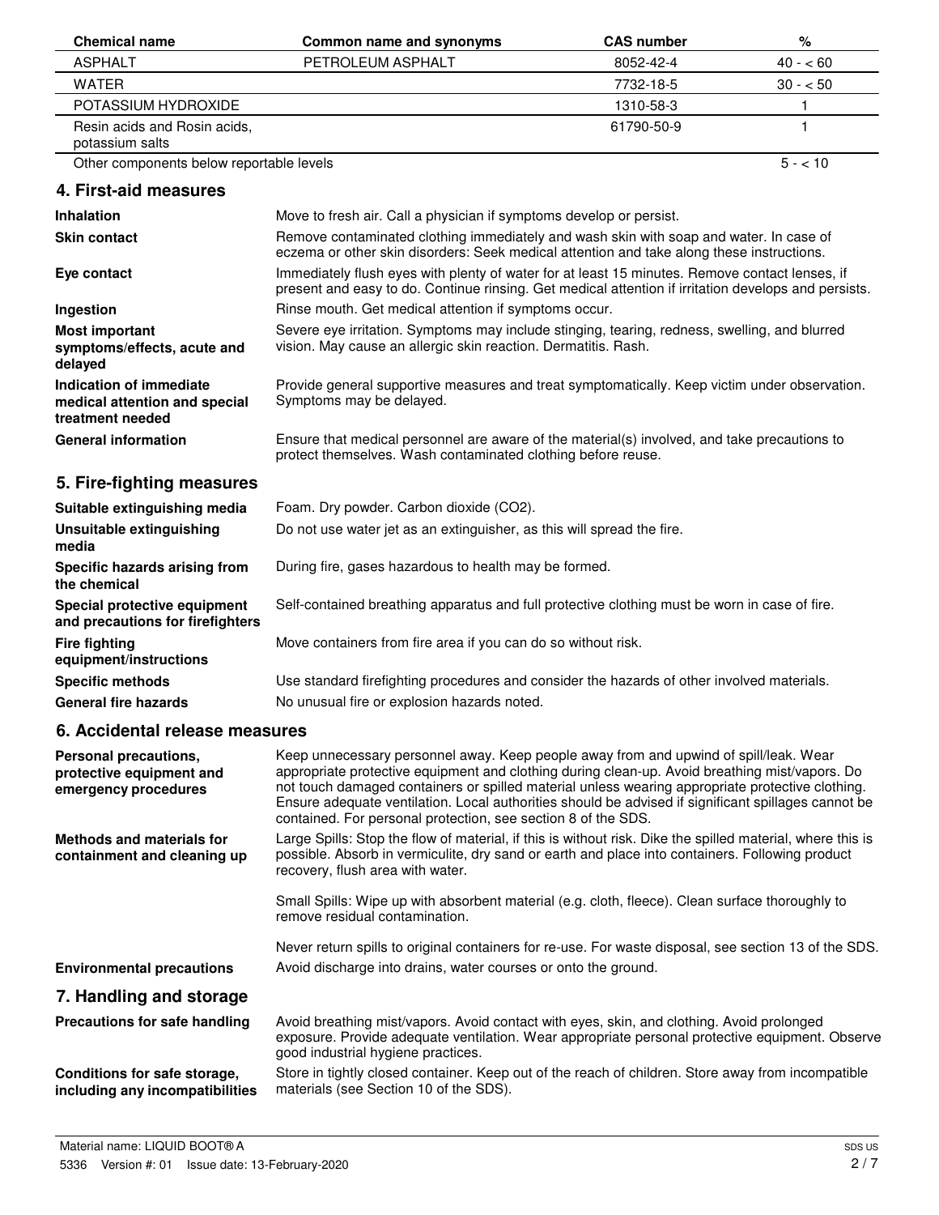| Chemical name | Common name and synonyms | CAS number | % |
|---|---|---|---|
| ASPHALT | PETROLEUM ASPHALT | 8052-42-4 | 40 - < 60 |
| WATER | | 7732-18-5 | 30 - < 50 |
| POTASSIUM HYDROXIDE | | 1310-58-3 | 1 |
| Resin acids and Rosin acids, potassium salts | | 61790-50-9 | 1 |
| Other components below reportable levels | | | 5 - < 10 |

## 4. First-aid measures

**Inhalation**
Move to fresh air. Call a physician if symptoms develop or persist.

**Skin contact**
Remove contaminated clothing immediately and wash skin with soap and water. In case of eczema or other skin disorders: Seek medical attention and take along these instructions.

**Eye contact**
Immediately flush eyes with plenty of water for at least 15 minutes. Remove contact lenses, if present and easy to do. Continue rinsing. Get medical attention if irritation develops and persists.

**Ingestion**
Rinse mouth. Get medical attention if symptoms occur.

**Most important symptoms/effects, acute and delayed**
Severe eye irritation. Symptoms may include stinging, tearing, redness, swelling, and blurred vision. May cause an allergic skin reaction. Dermatitis. Rash.

**Indication of immediate medical attention and special treatment needed**
Provide general supportive measures and treat symptomatically. Keep victim under observation. Symptoms may be delayed.

**General information**
Ensure that medical personnel are aware of the material(s) involved, and take precautions to protect themselves. Wash contaminated clothing before reuse.

## 5. Fire-fighting measures

**Suitable extinguishing media**
Foam. Dry powder. Carbon dioxide ($CO_2$).

**Unsuitable extinguishing media**
Do not use water jet as an extinguisher, as this will spread the fire.

**Specific hazards arising from the chemical**
During fire, gases hazardous to health may be formed.

**Special protective equipment and precautions for firefighters**
Self-contained breathing apparatus and full protective clothing must be worn in case of fire.

**Fire fighting equipment/instructions**
Move containers from fire area if you can do so without risk.

**Specific methods**
Use standard firefighting procedures and consider the hazards of other involved materials.

**General fire hazards**
No unusual fire or explosion hazards noted.

## 6. Accidental release measures

**Personal precautions, protective equipment and emergency procedures**
Keep unnecessary personnel away. Keep people away from and upwind of spill/leak. Wear appropriate protective equipment and clothing during clean-up. Avoid breathing mist/vapors. Do not touch damaged containers or spilled material unless wearing appropriate protective clothing. Ensure adequate ventilation. Local authorities should be advised if significant spillages cannot be contained. For personal protection, see section 8 of the SDS.

**Methods and materials for containment and cleaning up**
Large Spills: Stop the flow of material, if this is without risk. Dike the spilled material, where this is possible. Absorb in vermiculite, dry sand or earth and place into containers. Following product recovery, flush area with water.

Small Spills: Wipe up with absorbent material (e.g. cloth, fleece). Clean surface thoroughly to remove residual contamination.

Never return spills to original containers for re-use. For waste disposal, see section 13 of the SDS.

**Environmental precautions**
Avoid discharge into drains, water courses or onto the ground.

## 7. Handling and storage

**Precautions for safe handling**
Avoid breathing mist/vapors. Avoid contact with eyes, skin, and clothing. Avoid prolonged exposure. Provide adequate ventilation. Wear appropriate personal protective equipment. Observe good industrial hygiene practices.

**Conditions for safe storage, including any incompatibilities**
Store in tightly closed container. Keep out of the reach of children. Store away from incompatible materials (see Section 10 of the SDS).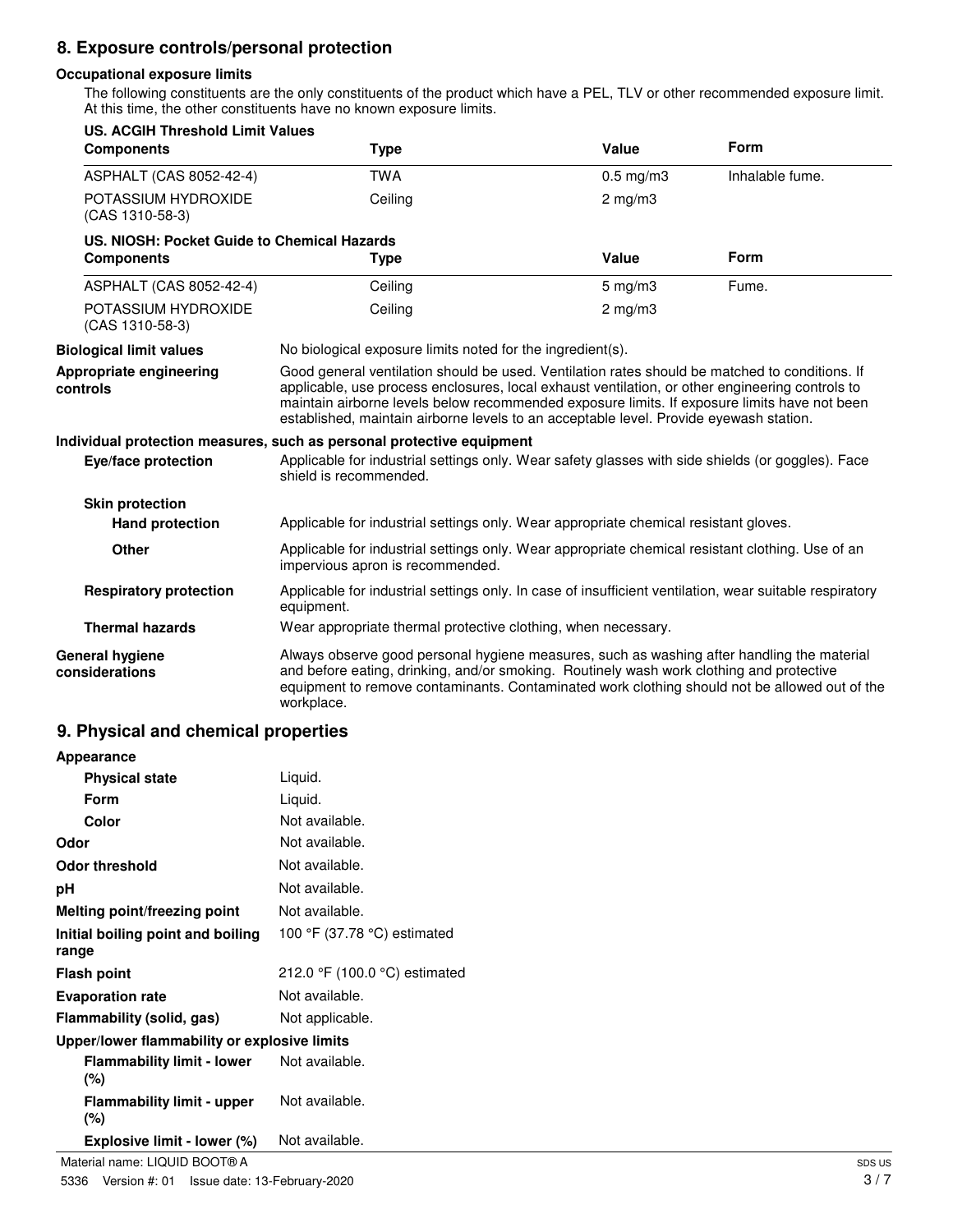## 8. Exposure controls/personal protection

**Occupational exposure limits**

The following constituents are the only constituents of the product which have a PEL, TLV or other recommended exposure limit. At this time, the other constituents have no known exposure limits.

**US. ACGIH Threshold Limit Values**

| Components | Type | Value | Form |
|---|---|---|---|
| ASPHALT (CAS 8052-42-4) | TWA | 0.5 mg/m3 | Inhalable fume. |
| POTASSIUM HYDROXIDE (CAS 1310-58-3) | Ceiling | 2 mg/m3 | |

**US. NIOSH: Pocket Guide to Chemical Hazards**

| Components | Type | Value | Form |
|---|---|---|---|
| ASPHALT (CAS 8052-42-4) | Ceiling | 5 mg/m3 | Fume. |
| POTASSIUM HYDROXIDE (CAS 1310-58-3) | Ceiling | 2 mg/m3 | |

**Biological limit values**
No biological exposure limits noted for the ingredient(s).

**Appropriate engineering controls**
Good general ventilation should be used. Ventilation rates should be matched to conditions. If applicable, use process enclosures, local exhaust ventilation, or other engineering controls to maintain airborne levels below recommended exposure limits. If exposure limits have not been established, maintain airborne levels to an acceptable level. Provide eyewash station.

**Individual protection measures, such as personal protective equipment**

**Eye/face protection**
Applicable for industrial settings only. Wear safety glasses with side shields (or goggles). Face shield is recommended.

**Skin protection**

**Hand protection**
Applicable for industrial settings only. Wear appropriate chemical resistant gloves.

**Other**
Applicable for industrial settings only. Wear appropriate chemical resistant clothing. Use of an impervious apron is recommended.

**Respiratory protection**
Applicable for industrial settings only. In case of insufficient ventilation, wear suitable respiratory equipment.

**Thermal hazards**
Wear appropriate thermal protective clothing, when necessary.

**General hygiene considerations**
Always observe good personal hygiene measures, such as washing after handling the material and before eating, drinking, and/or smoking. Routinely wash work clothing and protective equipment to remove contaminants. Contaminated work clothing should not be allowed out of the workplace.

## 9. Physical and chemical properties

**Appearance**

| Property | Value |
|---|---|
| **Physical state** | Liquid. |
| **Form** | Liquid. |
| **Color** | Not available. |
| **Odor** | Not available. |
| **Odor threshold** | Not available. |
| **pH** | Not available. |
| **Melting point/freezing point** | Not available. |
| **Initial boiling point and boiling range** | 100 °F (37.78 °C) estimated |
| **Flash point** | 212.0 °F (100.0 °C) estimated |
| **Evaporation rate** | Not available. |
| **Flammability (solid, gas)** | Not applicable. |

**Upper/lower flammability or explosive limits**

| Property | Value |
|---|---|
| **Flammability limit - lower (%)** | Not available. |
| **Flammability limit - upper (%)** | Not available. |
| **Explosive limit - lower (%)** | Not available. |

Material name: LIQUID BOOT® A

5336 Version #: 01 Issue date: 13-February-2020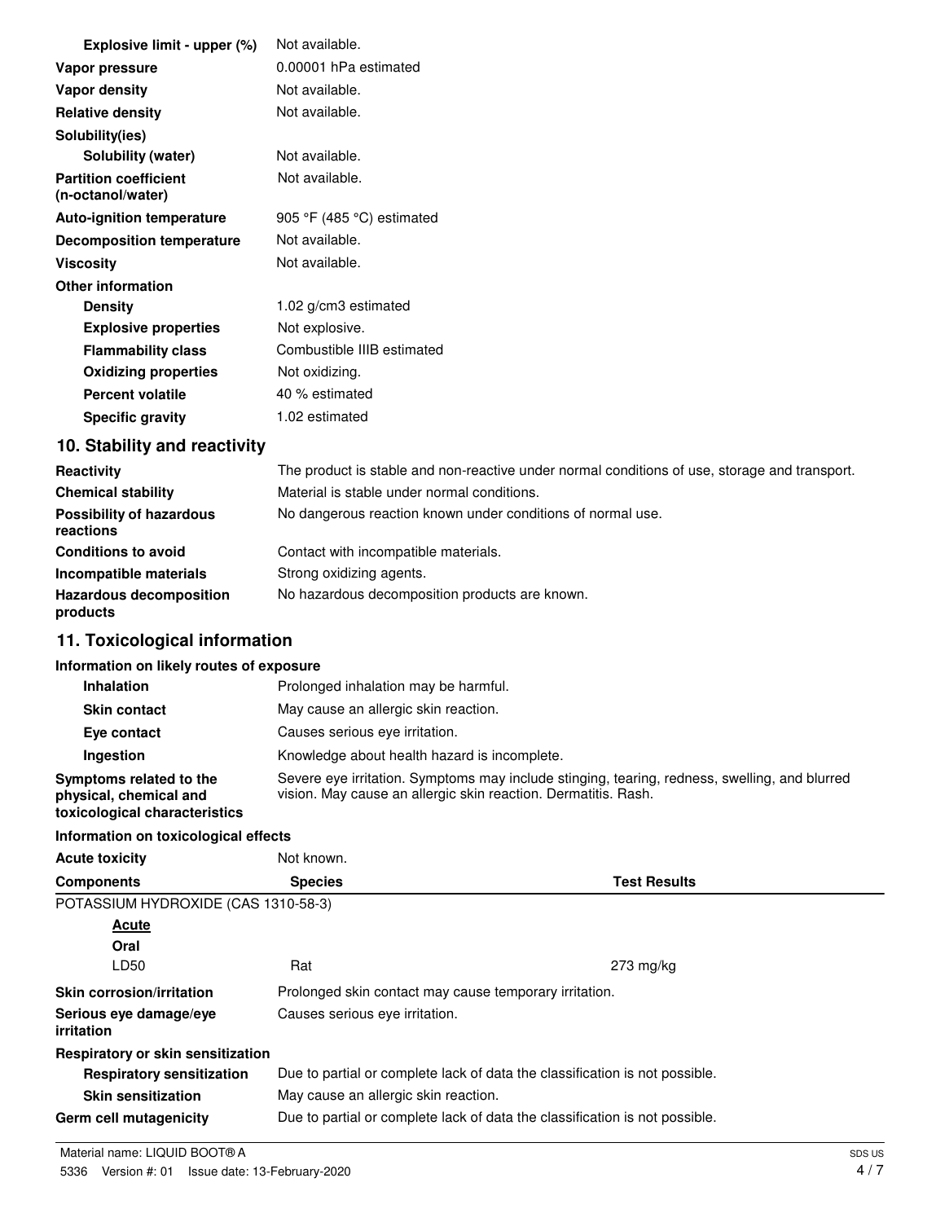| | |
|---|---|
| **Explosive limit - upper (%)** | Not available. |
| **Vapor pressure** | 0.00001 hPa estimated |
| **Vapor density** | Not available. |
| **Relative density** | Not available. |
| **Solubility(ies)** | |
| **Solubility (water)** | Not available. |
| **Partition coefficient (n-octanol/water)** | Not available. |
| **Auto-ignition temperature** | 905 °F (485 °C) estimated |
| **Decomposition temperature** | Not available. |
| **Viscosity** | Not available. |
| **Other information** | |
| **Density** | 1.02 g/cm3 estimated |
| **Explosive properties** | Not explosive. |
| **Flammability class** | Combustible IIIB estimated |
| **Oxidizing properties** | Not oxidizing. |
| **Percent volatile** | 40 % estimated |
| **Specific gravity** | 1.02 estimated |

## 10. Stability and reactivity

| | |
|---|---|
| **Reactivity** | The product is stable and non-reactive under normal conditions of use, storage and transport. |
| **Chemical stability** | Material is stable under normal conditions. |
| **Possibility of hazardous reactions** | No dangerous reaction known under conditions of normal use. |
| **Conditions to avoid** | Contact with incompatible materials. |
| **Incompatible materials** | Strong oxidizing agents. |
| **Hazardous decomposition products** | No hazardous decomposition products are known. |

## 11. Toxicological information

**Information on likely routes of exposure**

| | |
|---|---|
| **Inhalation** | Prolonged inhalation may be harmful. |
| **Skin contact** | May cause an allergic skin reaction. |
| **Eye contact** | Causes serious eye irritation. |
| **Ingestion** | Knowledge about health hazard is incomplete. |
| **Symptoms related to the physical, chemical and toxicological characteristics** | Severe eye irritation. Symptoms may include stinging, tearing, redness, swelling, and blurred vision. May cause an allergic skin reaction. Dermatitis. Rash. |

**Information on toxicological effects**

**Acute toxicity** Not known.

| Components | Species | Test Results |
|---|---|---|
| POTASSIUM HYDROXIDE (CAS 1310-58-3) | | |
| ***Acute*** | | |
| **Oral** | | |
| LD50 | Rat | 273 mg/kg |

| | |
|---|---|
| **Skin corrosion/irritation** | Prolonged skin contact may cause temporary irritation. |
| **Serious eye damage/eye irritation** | Causes serious eye irritation. |
| **Respiratory or skin sensitization** | |
| **Respiratory sensitization** | Due to partial or complete lack of data the classification is not possible. |
| **Skin sensitization** | May cause an allergic skin reaction. |
| **Germ cell mutagenicity** | Due to partial or complete lack of data the classification is not possible. |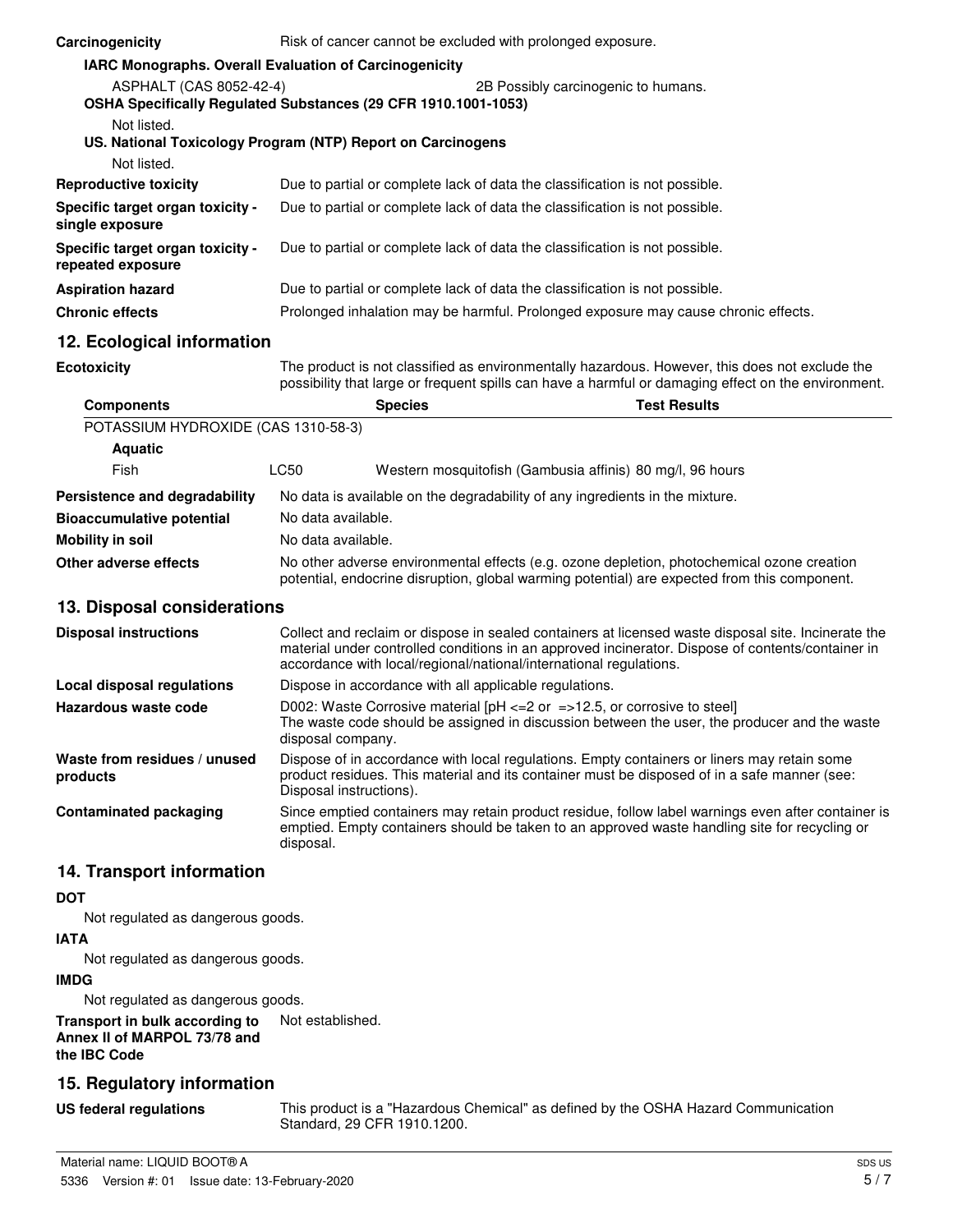**Carcinogenicity** Risk of cancer cannot be excluded with prolonged exposure.

**IARC Monographs. Overall Evaluation of Carcinogenicity**

ASPHALT (CAS 8052-42-4) 2B Possibly carcinogenic to humans.

**OSHA Specifically Regulated Substances (29 CFR 1910.1001-1053)**

Not listed.

**US. National Toxicology Program (NTP) Report on Carcinogens**

Not listed.

**Reproductive toxicity** Due to partial or complete lack of data the classification is not possible.

**Specific target organ toxicity - single exposure** Due to partial or complete lack of data the classification is not possible.

**Specific target organ toxicity - repeated exposure** Due to partial or complete lack of data the classification is not possible.

**Aspiration hazard** Due to partial or complete lack of data the classification is not possible.

**Chronic effects** Prolonged inhalation may be harmful. Prolonged exposure may cause chronic effects.

## 12. Ecological information

**Ecotoxicity** The product is not classified as environmentally hazardous. However, this does not exclude the possibility that large or frequent spills can have a harmful or damaging effect on the environment.

| Components | | Species | Test Results |
|---|---|---|---|
| POTASSIUM HYDROXIDE (CAS 1310-58-3) | | | |
| **Aquatic** | | | |
| Fish | LC50 | Western mosquitofish (Gambusia affinis) | 80 mg/l, 96 hours |

**Persistence and degradability** No data is available on the degradability of any ingredients in the mixture.

**Bioaccumulative potential** No data available.

**Mobility in soil** No data available.

**Other adverse effects** No other adverse environmental effects (e.g. ozone depletion, photochemical ozone creation potential, endocrine disruption, global warming potential) are expected from this component.

## 13. Disposal considerations

**Disposal instructions** Collect and reclaim or dispose in sealed containers at licensed waste disposal site. Incinerate the material under controlled conditions in an approved incinerator. Dispose of contents/container in accordance with local/regional/national/international regulations.

**Local disposal regulations** Dispose in accordance with all applicable regulations.

**Hazardous waste code** D002: Waste Corrosive material [pH <=2 or =>12.5, or corrosive to steel]
The waste code should be assigned in discussion between the user, the producer and the waste disposal company.

**Waste from residues / unused products** Dispose of in accordance with local regulations. Empty containers or liners may retain some product residues. This material and its container must be disposed of in a safe manner (see: Disposal instructions).

**Contaminated packaging** Since emptied containers may retain product residue, follow label warnings even after container is emptied. Empty containers should be taken to an approved waste handling site for recycling or disposal.

## 14. Transport information

**DOT**

Not regulated as dangerous goods.

**IATA**

Not regulated as dangerous goods.

**IMDG**

Not regulated as dangerous goods.

**Transport in bulk according to Annex II of MARPOL 73/78 and the IBC Code** Not established.

## 15. Regulatory information

**US federal regulations** This product is a "Hazardous Chemical" as defined by the OSHA Hazard Communication Standard, 29 CFR 1910.1200.

Material name: LIQUID BOOT® A SDS US
5336 Version #: 01 Issue date: 13-February-2020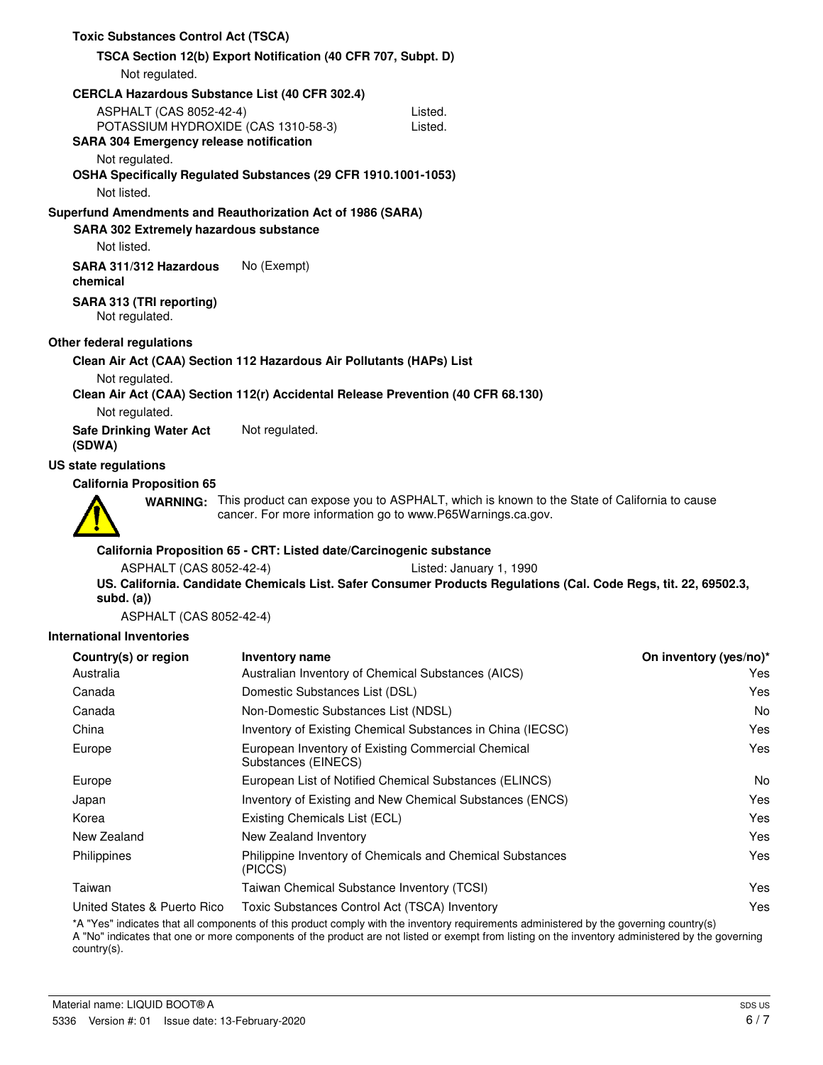**Toxic Substances Control Act (TSCA)**

**TSCA Section 12(b) Export Notification (40 CFR 707, Subpt. D)**

Not regulated.

**CERCLA Hazardous Substance List (40 CFR 302.4)**

| | |
|---|---|
| ASPHALT (CAS 8052-42-4) | Listed. |
| POTASSIUM HYDROXIDE (CAS 1310-58-3) | Listed. |

**SARA 304 Emergency release notification**

Not regulated.

**OSHA Specifically Regulated Substances (29 CFR 1910.1001-1053)**

Not listed.

**Superfund Amendments and Reauthorization Act of 1986 (SARA)**

**SARA 302 Extremely hazardous substance**

Not listed.

**SARA 311/312 Hazardous chemical** No (Exempt)

**SARA 313 (TRI reporting)**

Not regulated.

**Other federal regulations**

**Clean Air Act (CAA) Section 112 Hazardous Air Pollutants (HAPs) List**

Not regulated.

**Clean Air Act (CAA) Section 112(r) Accidental Release Prevention (40 CFR 68.130)**

Not regulated.

**Safe Drinking Water Act (SDWA)** Not regulated.

**US state regulations**

**California Proposition 65**

**WARNING:** This product can expose you to ASPHALT, which is known to the State of California to cause cancer. For more information go to www.P65Warnings.ca.gov.

**California Proposition 65 - CRT: Listed date/Carcinogenic substance**

| | |
|---|---|
| ASPHALT (CAS 8052-42-4) | Listed: January 1, 1990 |

**US. California. Candidate Chemicals List. Safer Consumer Products Regulations (Cal. Code Regs, tit. 22, 69502.3, subd. (a))**

ASPHALT (CAS 8052-42-4)

**International Inventories**

| Country(s) or region | Inventory name | On inventory (yes/no)* |
|---|---|---|
| Australia | Australian Inventory of Chemical Substances (AICS) | Yes |
| Canada | Domestic Substances List (DSL) | Yes |
| Canada | Non-Domestic Substances List (NDSL) | No |
| China | Inventory of Existing Chemical Substances in China (IECSC) | Yes |
| Europe | European Inventory of Existing Commercial Chemical Substances (EINECS) | Yes |
| Europe | European List of Notified Chemical Substances (ELINCS) | No |
| Japan | Inventory of Existing and New Chemical Substances (ENCS) | Yes |
| Korea | Existing Chemicals List (ECL) | Yes |
| New Zealand | New Zealand Inventory | Yes |
| Philippines | Philippine Inventory of Chemicals and Chemical Substances (PICCS) | Yes |
| Taiwan | Taiwan Chemical Substance Inventory (TCSI) | Yes |
| United States & Puerto Rico | Toxic Substances Control Act (TSCA) Inventory | Yes |

*A "Yes" indicates that all components of this product comply with the inventory requirements administered by the governing country(s)
A "No" indicates that one or more components of the product are not listed or exempt from listing on the inventory administered by the governing country(s).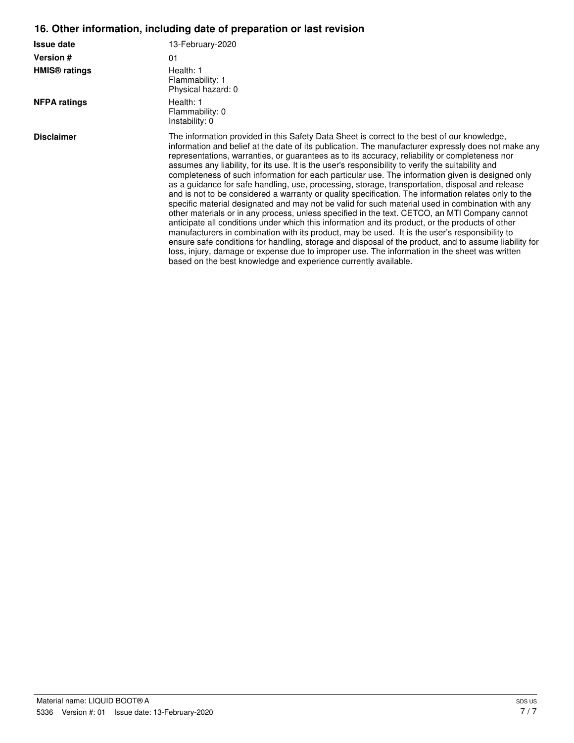## 16. Other information, including date of preparation or last revision

| | |
|---|---|
| **Issue date** | 13-February-2020 |
| **Version #** | 01 |
| **HMIS® ratings** | Health: 1<br>Flammability: 1<br>Physical hazard: 0 |
| **NFPA ratings** | Health: 1<br>Flammability: 0<br>Instability: 0 |
| **Disclaimer** | The information provided in this Safety Data Sheet is correct to the best of our knowledge, information and belief at the date of its publication. The manufacturer expressly does not make any representations, warranties, or guarantees as to its accuracy, reliability or completeness nor assumes any liability, for its use. It is the user's responsibility to verify the suitability and completeness of such information for each particular use. The information given is designed only as a guidance for safe handling, use, processing, storage, transportation, disposal and release and is not to be considered a warranty or quality specification. The information relates only to the specific material designated and may not be valid for such material used in combination with any other materials or in any process, unless specified in the text. CETCO, an MTI Company cannot anticipate all conditions under which this information and its product, or the products of other manufacturers in combination with its product, may be used. It is the user's responsibility to ensure safe conditions for handling, storage and disposal of the product, and to assume liability for loss, injury, damage or expense due to improper use. The information in the sheet was written based on the best knowledge and experience currently available. |